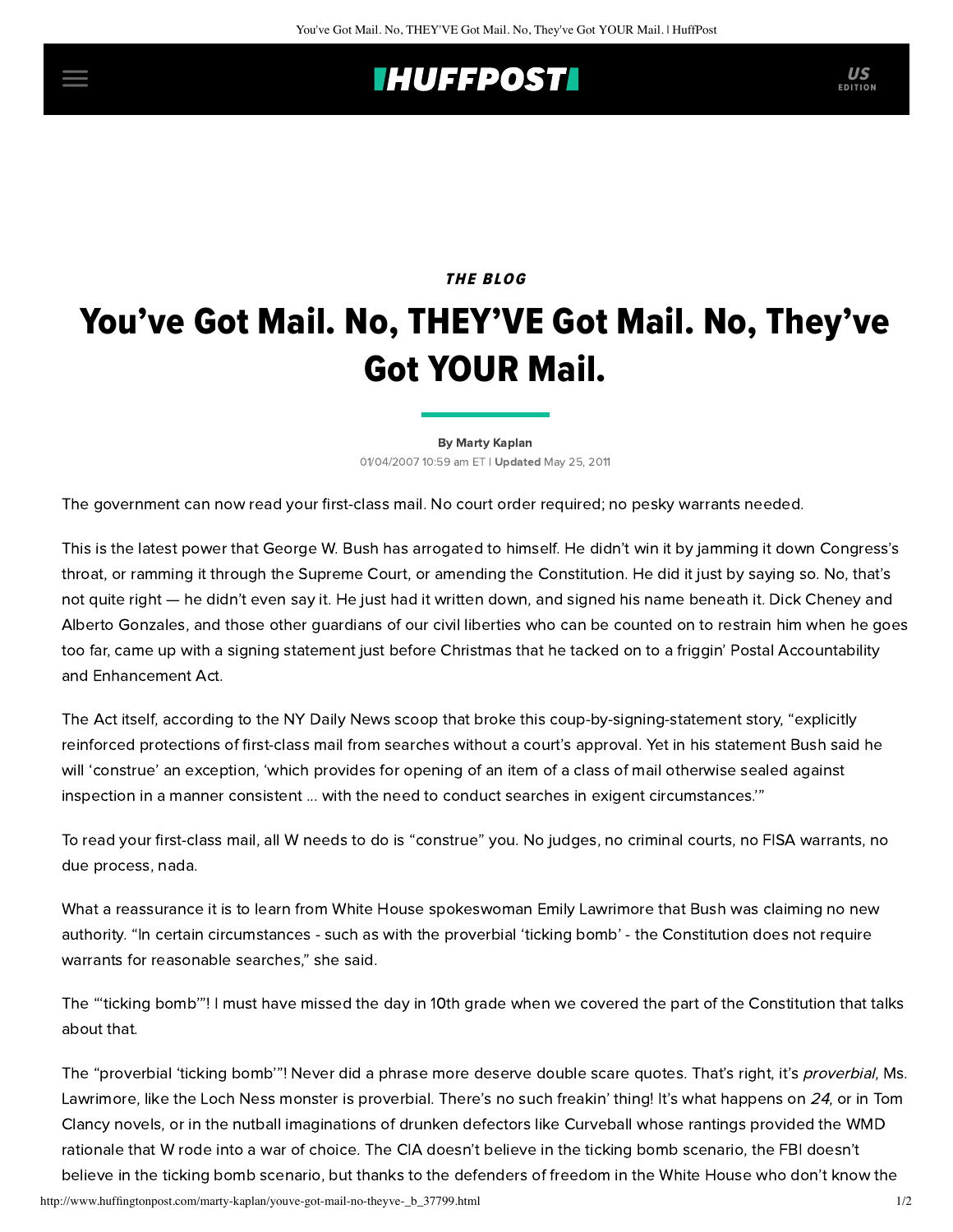*THE BLOG*

# You've Got Mail. No, THEY'VE Got Mail. No, They've Got YOUR Mail.

By Marty Kaplan

01/04/2007 10:59 am ET | **Updated** May 25, 2011

The government can now read your first-class mail. No court order required; no pesky warrants needed.

This is the latest power that George W. Bush has arrogated to himself. He didn't win it by jamming it down Congress's throat, or ramming it through the Supreme Court, or amending the Constitution. He did it just by saying so. No, that's not quite right — he didn't even say it. He just had it written down, and signed his name beneath it. Dick Cheney and Alberto Gonzales, and those other guardians of our civil liberties who can be counted on to restrain him when he goes too far, came up with a signing statement just before Christmas that he tacked on to a friggin' Postal Accountability and Enhancement Act.

The Act itself, according to the NY Daily News scoop that broke this coup-by-signing-statement story, "explicitly reinforced protections of first-class mail from searches without a court's approval. Yet in his statement Bush said he will 'construe' an exception, 'which provides for opening of an item of a class of mail otherwise sealed against inspection in a manner consistent ... with the need to conduct searches in exigent circumstances.'"

To read your first-class mail, all W needs to do is "construe" you. No judges, no criminal courts, no FISA warrants, no due process, nada.

What a reassurance it is to learn from White House spokeswoman Emily Lawrimore that Bush was claiming no new authority. "In certain circumstances - such as with the proverbial 'ticking bomb' - the Constitution does not require warrants for reasonable searches," she said.

The "'ticking bomb'"! I must have missed the day in 10th grade when we covered the part of the Constitution that talks about that.

The "proverbial 'ticking bomb'"! Never did a phrase more deserve double scare quotes. That's right, it's *proverbial*, Ms. Lawrimore, like the Loch Ness monster is proverbial. There's no such freakin' thing! It's what happens on *24*, or in Tom Clancy novels, or in the nutball imaginations of drunken defectors like Curveball whose rantings provided the WMD rationale that W rode into a war of choice. The CIA doesn't believe in the ticking bomb scenario, the FBI doesn't believe in the ticking bomb scenario, but thanks to the defenders of freedom in the White House who don't know the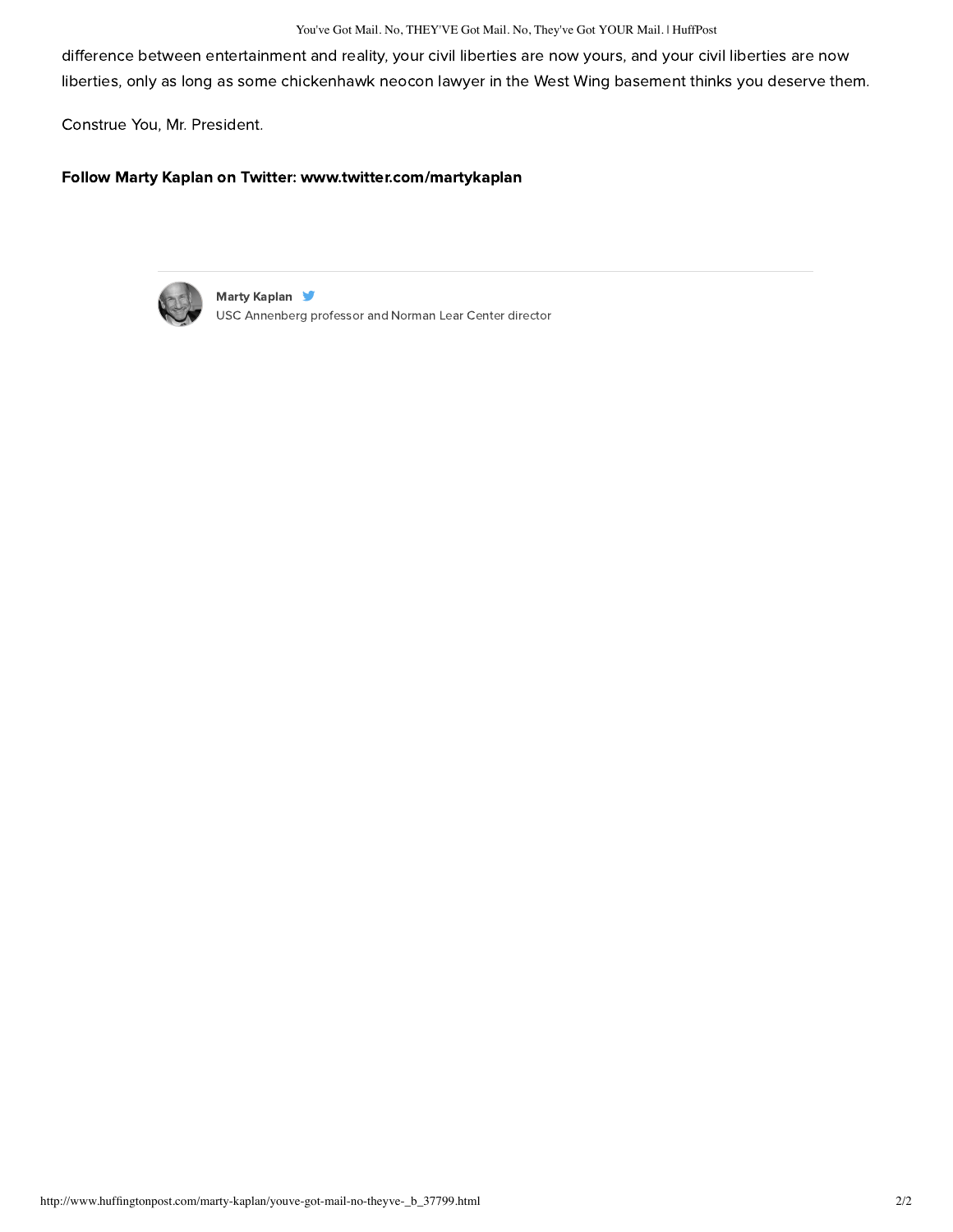difference between entertainment and reality, your civil liberties are now yours, and your civil liberties are now liberties, only as long as some chickenhawk neocon lawyer in the West Wing basement thinks you deserve them.

Construe You, Mr. President.

**Follow Marty Kaplan on Twitter: www.twitter.com/martykaplan**

**Marty Kaplan**

USC Annenberg professor and Norman Lear Center director